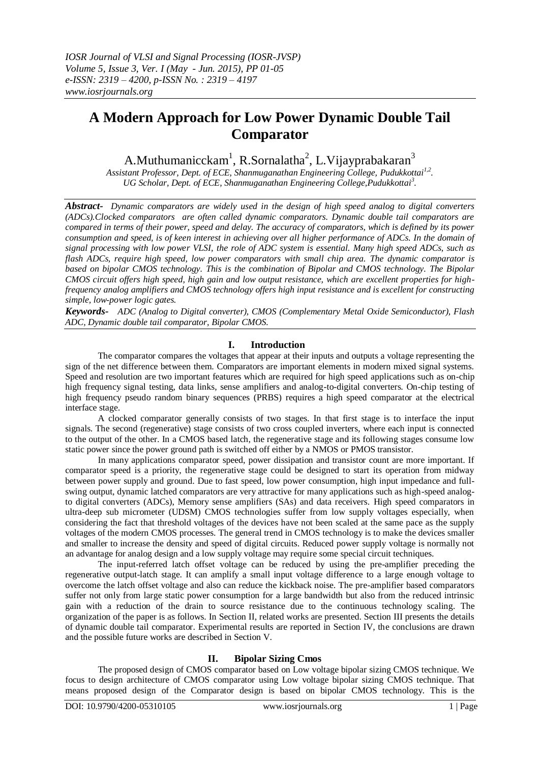# A Modern Approach for Low Power Dynamic Double Tail Comparator

A.Muthumanicckam[1], R.Sornalatha[2], L.Vijayprabakaran[3]

*Assistant Professor, Dept. of ECE, Shanmuganathan Engineering College, Pudukkottai[1,2].*
*UG Scholar, Dept. of ECE, Shanmuganathan Engineering College,Pudukkottai[3].*

***Abstract-*** *Dynamic comparators are widely used in the design of high speed analog to digital converters (ADCs).Clocked comparators are often called dynamic comparators. Dynamic double tail comparators are compared in terms of their power, speed and delay. The accuracy of comparators, which is defined by its power consumption and speed, is of keen interest in achieving over all higher performance of ADCs. In the domain of signal processing with low power VLSI, the role of ADC system is essential. Many high speed ADCs, such as flash ADCs, require high speed, low power comparators with small chip area. The dynamic comparator is based on bipolar CMOS technology. This is the combination of Bipolar and CMOS technology. The Bipolar CMOS circuit offers high speed, high gain and low output resistance, which are excellent properties for high-frequency analog amplifiers and CMOS technology offers high input resistance and is excellent for constructing simple, low-power logic gates.*

***Keywords-*** *ADC (Analog to Digital converter), CMOS (Complementary Metal Oxide Semiconductor), Flash ADC, Dynamic double tail comparator, Bipolar CMOS.*

## I. Introduction

The comparator compares the voltages that appear at their inputs and outputs a voltage representing the sign of the net difference between them. Comparators are important elements in modern mixed signal systems. Speed and resolution are two important features which are required for high speed applications such as on-chip high frequency signal testing, data links, sense amplifiers and analog-to-digital converters. On-chip testing of high frequency pseudo random binary sequences (PRBS) requires a high speed comparator at the electrical interface stage.

A clocked comparator generally consists of two stages. In that first stage is to interface the input signals. The second (regenerative) stage consists of two cross coupled inverters, where each input is connected to the output of the other. In a CMOS based latch, the regenerative stage and its following stages consume low static power since the power ground path is switched off either by a NMOS or PMOS transistor.

In many applications comparator speed, power dissipation and transistor count are more important. If comparator speed is a priority, the regenerative stage could be designed to start its operation from midway between power supply and ground. Due to fast speed, low power consumption, high input impedance and full-swing output, dynamic latched comparators are very attractive for many applications such as high-speed analog-to digital converters (ADCs), Memory sense amplifiers (SAs) and data receivers. High speed comparators in ultra-deep sub micrometer (UDSM) CMOS technologies suffer from low supply voltages especially, when considering the fact that threshold voltages of the devices have not been scaled at the same pace as the supply voltages of the modern CMOS processes. The general trend in CMOS technology is to make the devices smaller and smaller to increase the density and speed of digital circuits. Reduced power supply voltage is normally not an advantage for analog design and a low supply voltage may require some special circuit techniques.

The input-referred latch offset voltage can be reduced by using the pre-amplifier preceding the regenerative output-latch stage. It can amplify a small input voltage difference to a large enough voltage to overcome the latch offset voltage and also can reduce the kickback noise. The pre-amplifier based comparators suffer not only from large static power consumption for a large bandwidth but also from the reduced intrinsic gain with a reduction of the drain to source resistance due to the continuous technology scaling. The organization of the paper is as follows. In Section II, related works are presented. Section III presents the details of dynamic double tail comparator. Experimental results are reported in Section IV, the conclusions are drawn and the possible future works are described in Section V.

## II. Bipolar Sizing Cmos

The proposed design of CMOS comparator based on Low voltage bipolar sizing CMOS technique. We focus to design architecture of CMOS comparator using Low voltage bipolar sizing CMOS technique. That means proposed design of the Comparator design is based on bipolar CMOS technology. This is the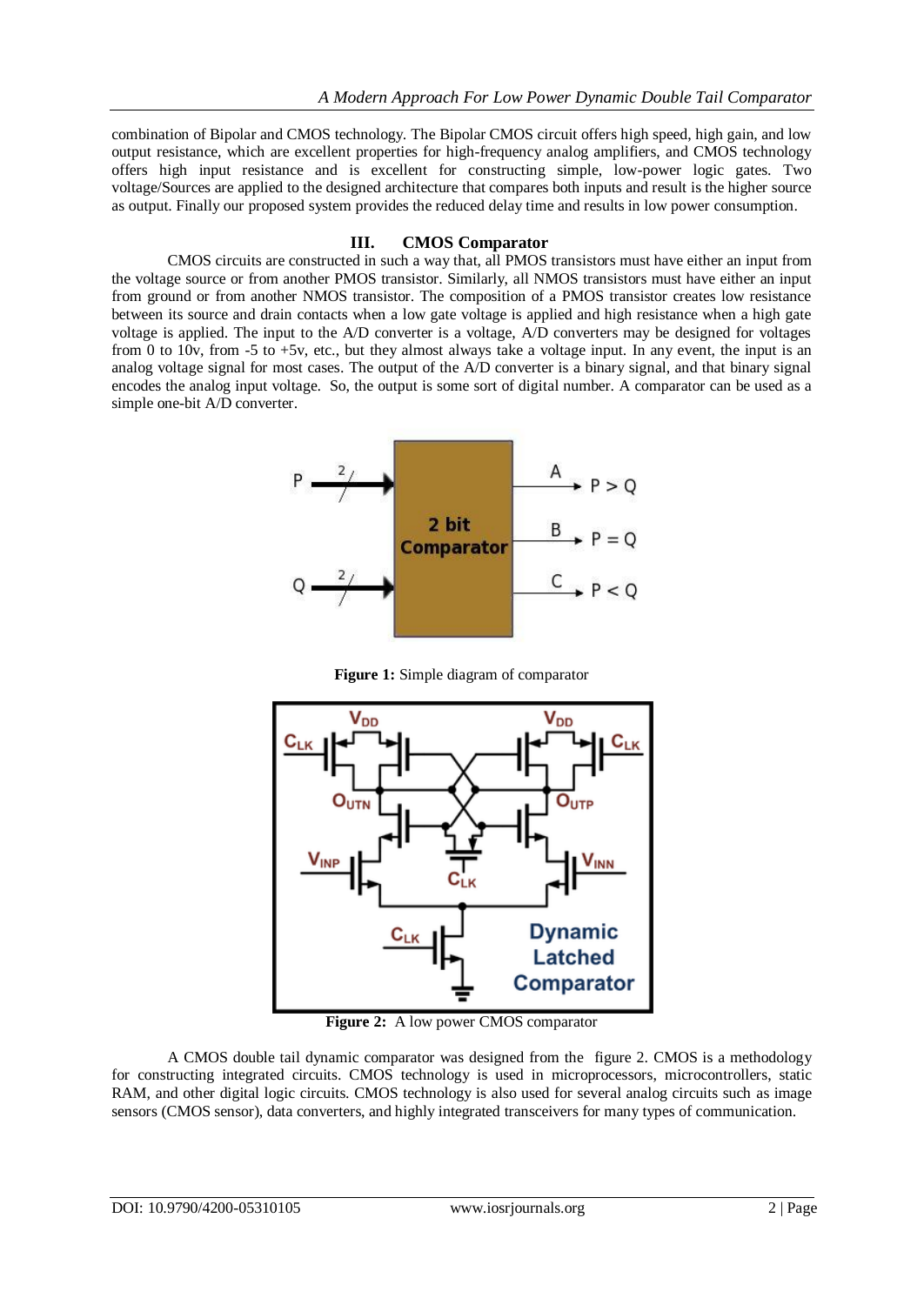combination of Bipolar and CMOS technology. The Bipolar CMOS circuit offers high speed, high gain, and low output resistance, which are excellent properties for high-frequency analog amplifiers, and CMOS technology offers high input resistance and is excellent for constructing simple, low-power logic gates. Two voltage/Sources are applied to the designed architecture that compares both inputs and result is the higher source as output. Finally our proposed system provides the reduced delay time and results in low power consumption.

## III. CMOS Comparator

CMOS circuits are constructed in such a way that, all PMOS transistors must have either an input from the voltage source or from another PMOS transistor. Similarly, all NMOS transistors must have either an input from ground or from another NMOS transistor. The composition of a PMOS transistor creates low resistance between its source and drain contacts when a low gate voltage is applied and high resistance when a high gate voltage is applied. The input to the A/D converter is a voltage, A/D converters may be designed for voltages from 0 to 10v, from -5 to +5v, etc., but they almost always take a voltage input. In any event, the input is an analog voltage signal for most cases. The output of the A/D converter is a binary signal, and that binary signal encodes the analog input voltage. So, the output is some sort of digital number. A comparator can be used as a simple one-bit A/D converter.

**Figure 1:** Simple diagram of comparator

**Figure 2:** A low power CMOS comparator

A CMOS double tail dynamic comparator was designed from the figure 2. CMOS is a methodology for constructing integrated circuits. CMOS technology is used in microprocessors, microcontrollers, static RAM, and other digital logic circuits. CMOS technology is also used for several analog circuits such as image sensors (CMOS sensor), data converters, and highly integrated transceivers for many types of communication.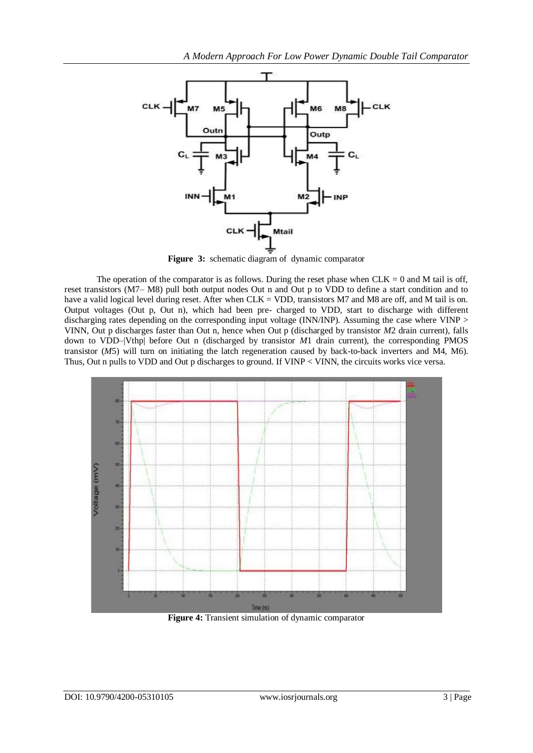**Figure 3:** schematic diagram of dynamic comparator

The operation of the comparator is as follows. During the reset phase when CLK = 0 and M tail is off, reset transistors (M7– M8) pull both output nodes Out n and Out p to VDD to define a start condition and to have a valid logical level during reset. After when CLK = VDD, transistors M7 and M8 are off, and M tail is on. Output voltages (Out p, Out n), which had been pre- charged to VDD, start to discharge with different discharging rates depending on the corresponding input voltage (INN/INP). Assuming the case where VINP > VINN, Out p discharges faster than Out n, hence when Out p (discharged by transistor *M*2 drain current), falls down to VDD–|Vthp| before Out n (discharged by transistor *M*1 drain current), the corresponding PMOS transistor (*M*5) will turn on initiating the latch regeneration caused by back-to-back inverters and M4, M6). Thus, Out n pulls to VDD and Out p discharges to ground. If VINP < VINN, the circuits works vice versa.

**Figure 4:** Transient simulation of dynamic comparator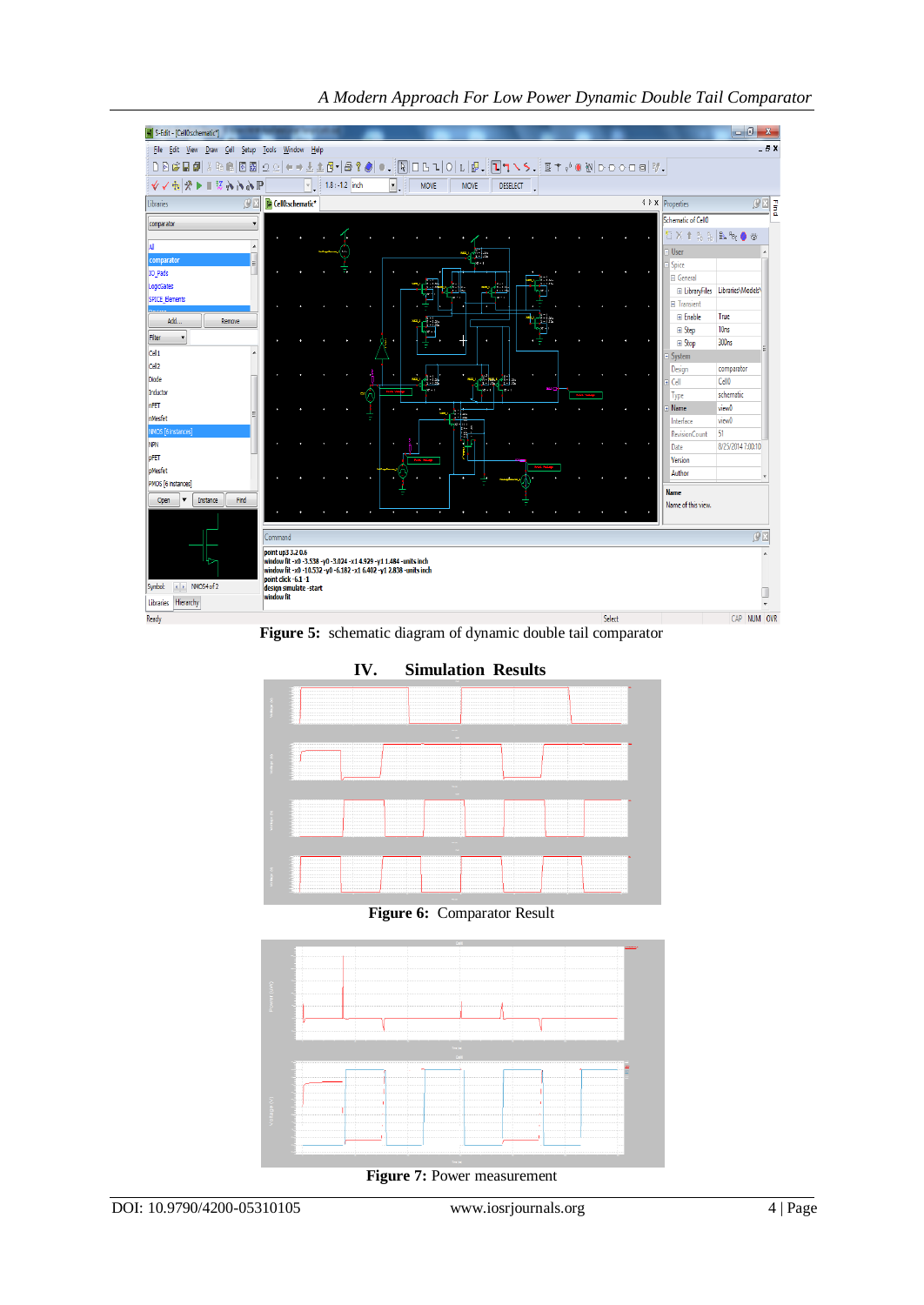Figure 5: schematic diagram of dynamic double tail comparator

## IV. Simulation Results

Figure 6: Comparator Result

Figure 7: Power measurement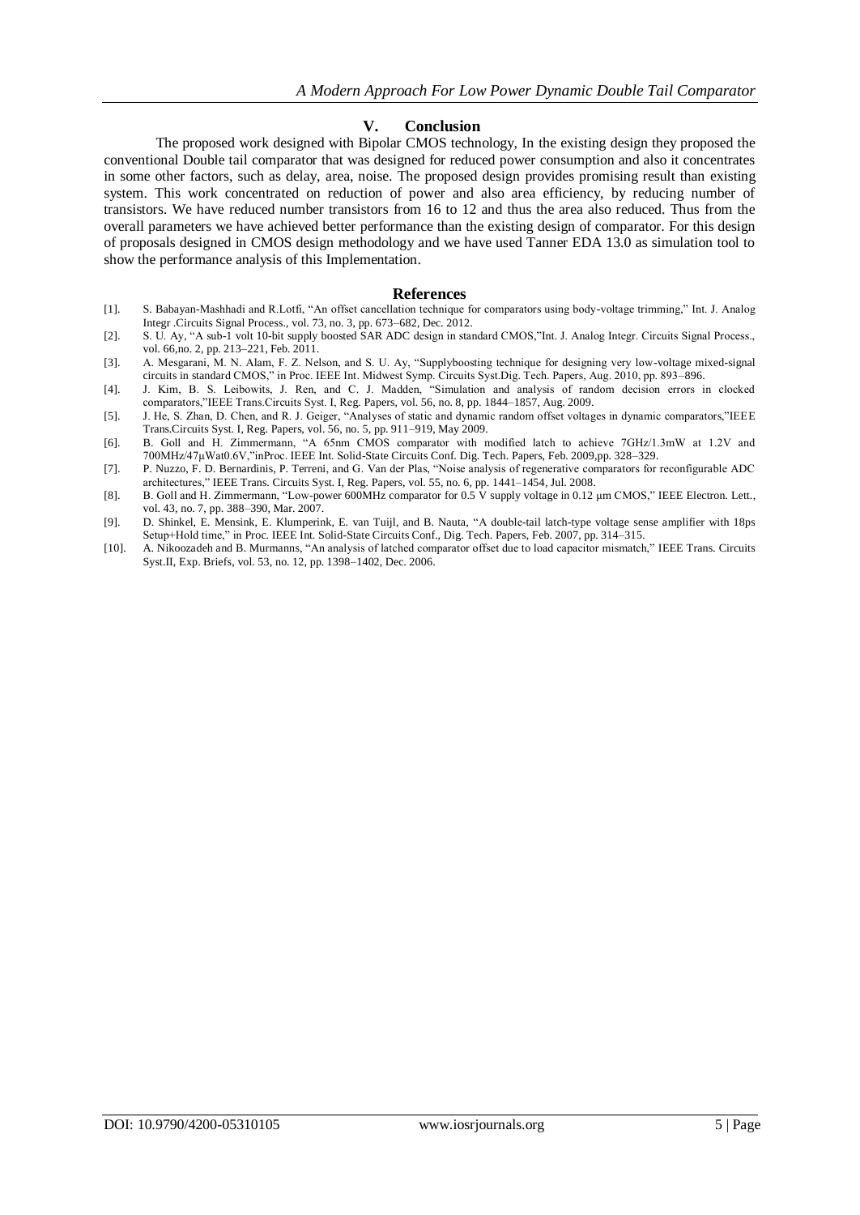## V. Conclusion

The proposed work designed with Bipolar CMOS technology, In the existing design they proposed the conventional Double tail comparator that was designed for reduced power consumption and also it concentrates in some other factors, such as delay, area, noise. The proposed design provides promising result than existing system. This work concentrated on reduction of power and also area efficiency, by reducing number of transistors. We have reduced number transistors from 16 to 12 and thus the area also reduced. Thus from the overall parameters we have achieved better performance than the existing design of comparator. For this design of proposals designed in CMOS design methodology and we have used Tanner EDA 13.0 as simulation tool to show the performance analysis of this Implementation.

## References

[1]. S. Babayan-Mashhadi and R.Lotfi, "An offset cancellation technique for comparators using body-voltage trimming," Int. J. Analog Integr .Circuits Signal Process., vol. 73, no. 3, pp. 673–682, Dec. 2012.

[2]. S. U. Ay, "A sub-1 volt 10-bit supply boosted SAR ADC design in standard CMOS,"Int. J. Analog Integr. Circuits Signal Process., vol. 66,no. 2, pp. 213–221, Feb. 2011.

[3]. A. Mesgarani, M. N. Alam, F. Z. Nelson, and S. U. Ay, "Supplyboosting technique for designing very low-voltage mixed-signal circuits in standard CMOS," in Proc. IEEE Int. Midwest Symp. Circuits Syst.Dig. Tech. Papers, Aug. 2010, pp. 893–896.

[4]. J. Kim, B. S. Leibowits, J. Ren, and C. J. Madden, "Simulation and analysis of random decision errors in clocked comparators,"IEEE Trans.Circuits Syst. I, Reg. Papers, vol. 56, no. 8, pp. 1844–1857, Aug. 2009.

[5]. J. He, S. Zhan, D. Chen, and R. J. Geiger, "Analyses of static and dynamic random offset voltages in dynamic comparators,"IEEE Trans.Circuits Syst. I, Reg. Papers, vol. 56, no. 5, pp. 911–919, May 2009.

[6]. B. Goll and H. Zimmermann, "A 65nm CMOS comparator with modified latch to achieve 7GHz/1.3mW at 1.2V and 700MHz/47μWat0.6V,"inProc. IEEE Int. Solid-State Circuits Conf. Dig. Tech. Papers, Feb. 2009,pp. 328–329.

[7]. P. Nuzzo, F. D. Bernardinis, P. Terreni, and G. Van der Plas, "Noise analysis of regenerative comparators for reconfigurable ADC architectures," IEEE Trans. Circuits Syst. I, Reg. Papers, vol. 55, no. 6, pp. 1441–1454, Jul. 2008.

[8]. B. Goll and H. Zimmermann, "Low-power 600MHz comparator for 0.5 V supply voltage in 0.12 μm CMOS," IEEE Electron. Lett., vol. 43, no. 7, pp. 388–390, Mar. 2007.

[9]. D. Shinkel, E. Mensink, E. Klumperink, E. van Tuijl, and B. Nauta, "A double-tail latch-type voltage sense amplifier with 18ps Setup+Hold time," in Proc. IEEE Int. Solid-State Circuits Conf., Dig. Tech. Papers, Feb. 2007, pp. 314–315.

[10]. A. Nikoozadeh and B. Murmanns, "An analysis of latched comparator offset due to load capacitor mismatch," IEEE Trans. Circuits Syst.II, Exp. Briefs, vol. 53, no. 12, pp. 1398–1402, Dec. 2006.